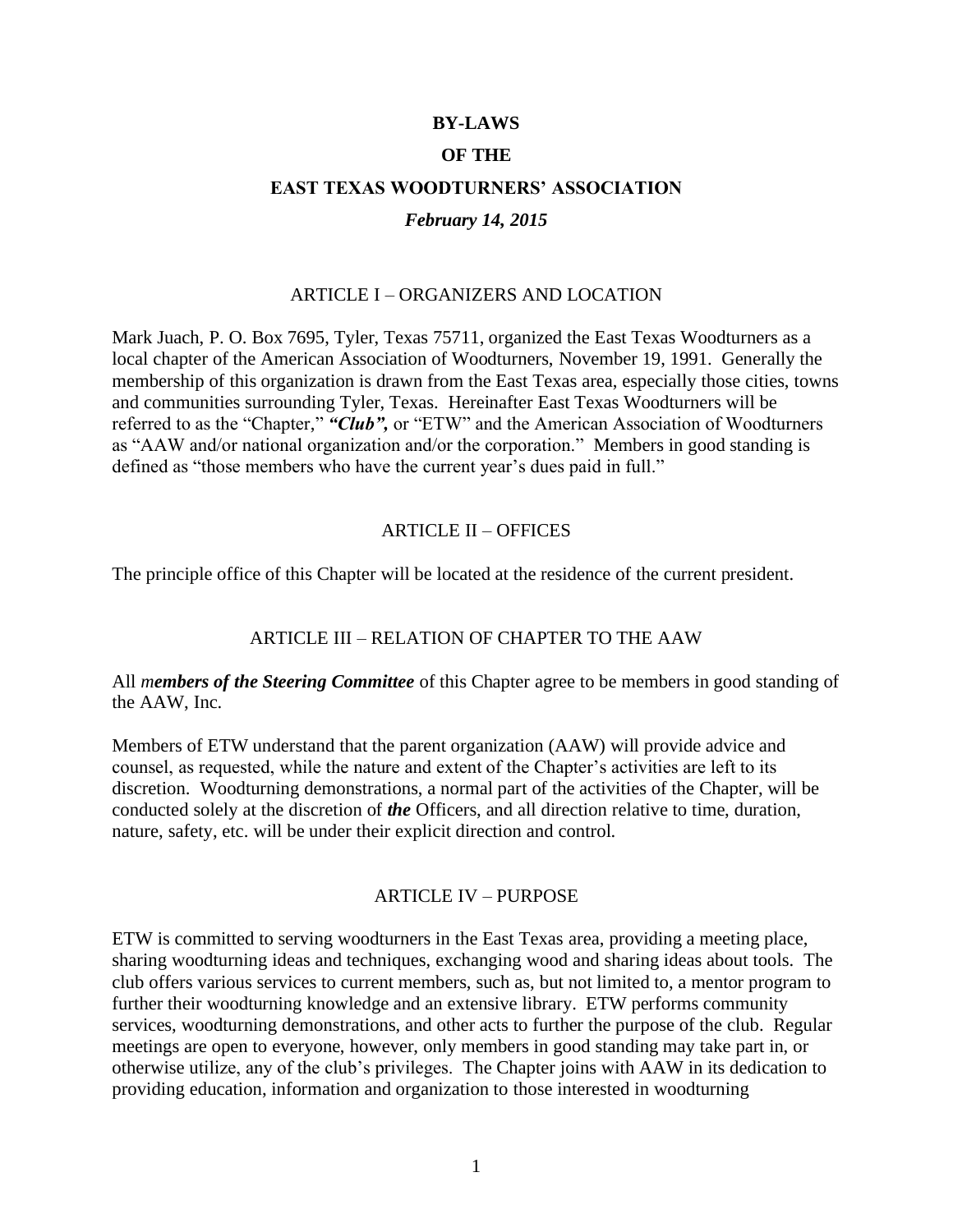# BY-LAWS

# OF THE

# EAST TEXAS WOODTURNERS' ASSOCIATION

***February 14, 2015***

## ARTICLE I – ORGANIZERS AND LOCATION

Mark Juach, P. O. Box 7695, Tyler, Texas 75711, organized the East Texas Woodturners as a local chapter of the American Association of Woodturners, November 19, 1991. Generally the membership of this organization is drawn from the East Texas area, especially those cities, towns and communities surrounding Tyler, Texas. Hereinafter East Texas Woodturners will be referred to as the "Chapter," ***"Club",*** or "ETW" and the American Association of Woodturners as "AAW and/or national organization and/or the corporation." Members in good standing is defined as "those members who have the current year's dues paid in full."

## ARTICLE II – OFFICES

The principle office of this Chapter will be located at the residence of the current president.

## ARTICLE III – RELATION OF CHAPTER TO THE AAW

All *m**embers of the Steering Committee*** of this Chapter agree to be members in good standing of the AAW, Inc.

Members of ETW understand that the parent organization (AAW) will provide advice and counsel, as requested, while the nature and extent of the Chapter's activities are left to its discretion. Woodturning demonstrations, a normal part of the activities of the Chapter, will be conducted solely at the discretion of ***the*** Officers, and all direction relative to time, duration, nature, safety, etc. will be under their explicit direction and control.

## ARTICLE IV – PURPOSE

ETW is committed to serving woodturners in the East Texas area, providing a meeting place, sharing woodturning ideas and techniques, exchanging wood and sharing ideas about tools. The club offers various services to current members, such as, but not limited to, a mentor program to further their woodturning knowledge and an extensive library. ETW performs community services, woodturning demonstrations, and other acts to further the purpose of the club. Regular meetings are open to everyone, however, only members in good standing may take part in, or otherwise utilize, any of the club's privileges. The Chapter joins with AAW in its dedication to providing education, information and organization to those interested in woodturning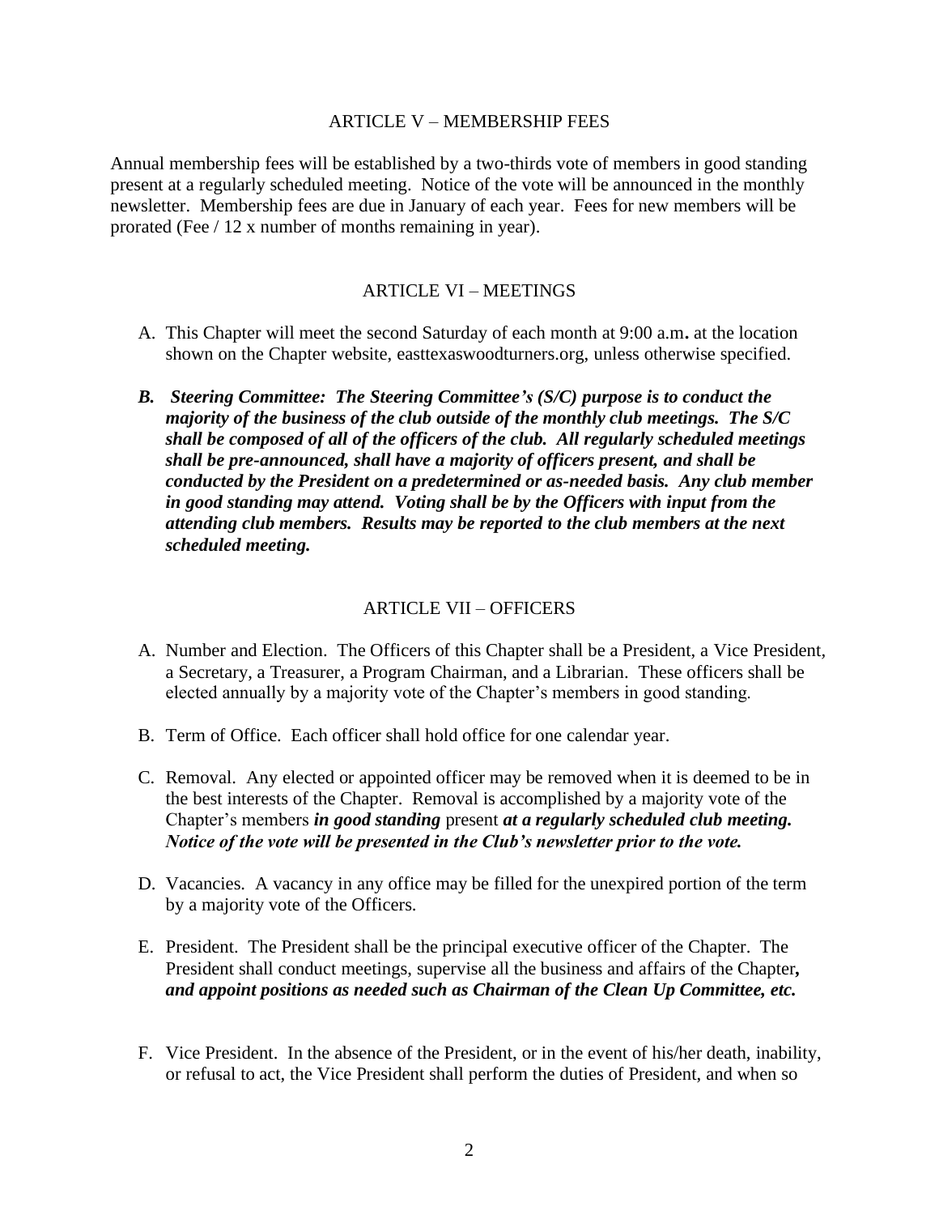## ARTICLE V – MEMBERSHIP FEES

Annual membership fees will be established by a two-thirds vote of members in good standing present at a regularly scheduled meeting. Notice of the vote will be announced in the monthly newsletter. Membership fees are due in January of each year. Fees for new members will be prorated (Fee / 12 x number of months remaining in year).

## ARTICLE VI – MEETINGS

A. This Chapter will meet the second Saturday of each month at 9:00 a.m. at the location shown on the Chapter website, easttexaswoodturners.org, unless otherwise specified.

***B. Steering Committee: The Steering Committee's (S/C) purpose is to conduct the majority of the business of the club outside of the monthly club meetings. The S/C shall be composed of all of the officers of the club. All regularly scheduled meetings shall be pre-announced, shall have a majority of officers present, and shall be conducted by the President on a predetermined or as-needed basis. Any club member in good standing may attend. Voting shall be by the Officers with input from the attending club members. Results may be reported to the club members at the next scheduled meeting.***

## ARTICLE VII – OFFICERS

A. Number and Election. The Officers of this Chapter shall be a President, a Vice President, a Secretary, a Treasurer, a Program Chairman, and a Librarian. These officers shall be elected annually by a majority vote of the Chapter's members in good standing.

B. Term of Office. Each officer shall hold office for one calendar year.

C. Removal. Any elected or appointed officer may be removed when it is deemed to be in the best interests of the Chapter. Removal is accomplished by a majority vote of the Chapter's members ***in good standing*** present ***at a regularly scheduled club meeting. Notice of the vote will be presented in the Club's newsletter prior to the vote.***

D. Vacancies. A vacancy in any office may be filled for the unexpired portion of the term by a majority vote of the Officers.

E. President. The President shall be the principal executive officer of the Chapter. The President shall conduct meetings, supervise all the business and affairs of the Chapter***, and appoint positions as needed such as Chairman of the Clean Up Committee, etc.***

F. Vice President. In the absence of the President, or in the event of his/her death, inability, or refusal to act, the Vice President shall perform the duties of President, and when so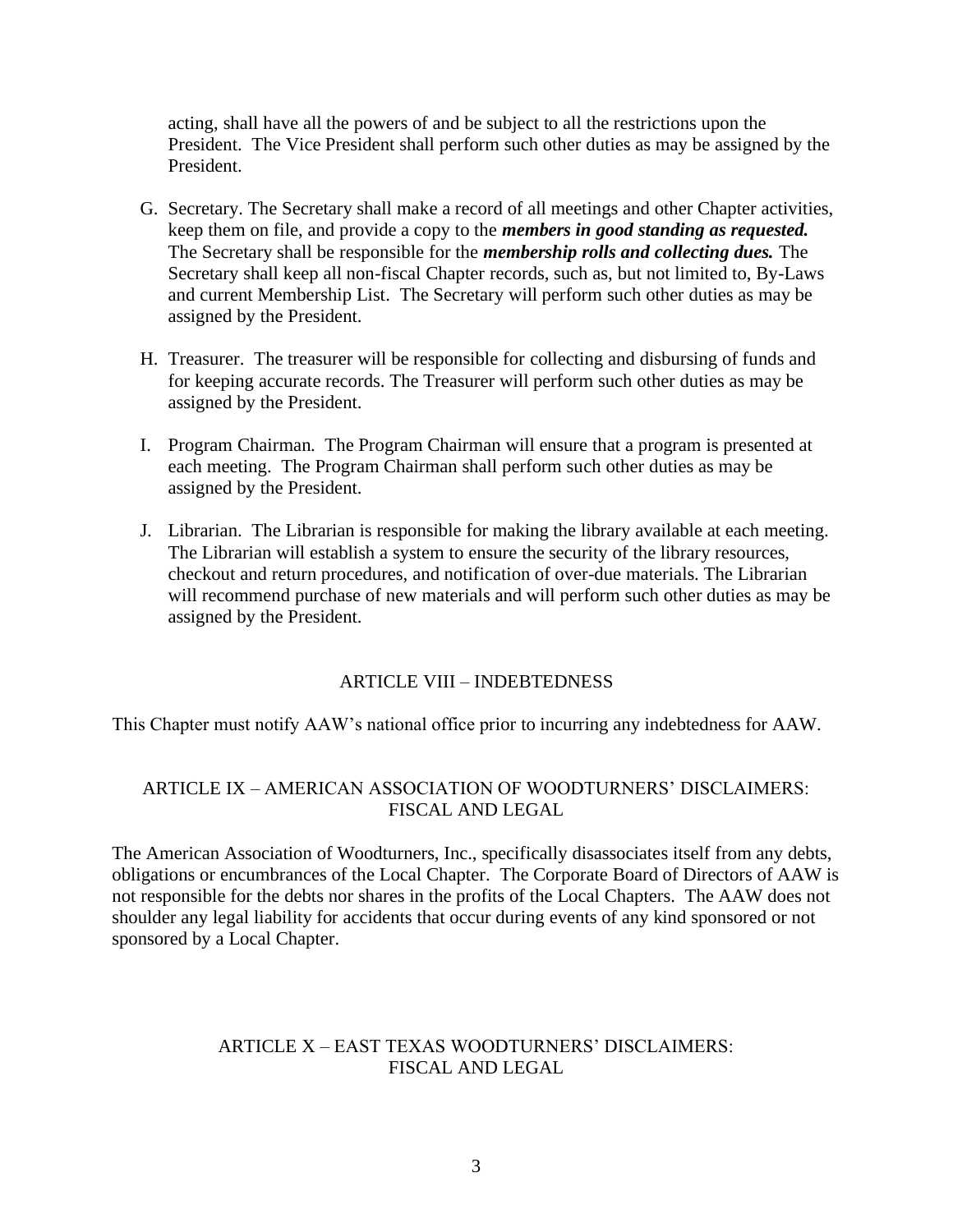acting, shall have all the powers of and be subject to all the restrictions upon the President. The Vice President shall perform such other duties as may be assigned by the President.

G. Secretary. The Secretary shall make a record of all meetings and other Chapter activities, keep them on file, and provide a copy to the ***members in good standing as requested.*** The Secretary shall be responsible for the ***membership rolls and collecting dues.*** The Secretary shall keep all non-fiscal Chapter records, such as, but not limited to, By-Laws and current Membership List. The Secretary will perform such other duties as may be assigned by the President.

H. Treasurer. The treasurer will be responsible for collecting and disbursing of funds and for keeping accurate records. The Treasurer will perform such other duties as may be assigned by the President.

I. Program Chairman. The Program Chairman will ensure that a program is presented at each meeting. The Program Chairman shall perform such other duties as may be assigned by the President.

J. Librarian. The Librarian is responsible for making the library available at each meeting. The Librarian will establish a system to ensure the security of the library resources, checkout and return procedures, and notification of over-due materials. The Librarian will recommend purchase of new materials and will perform such other duties as may be assigned by the President.

## ARTICLE VIII – INDEBTEDNESS

This Chapter must notify AAW's national office prior to incurring any indebtedness for AAW.

## ARTICLE IX – AMERICAN ASSOCIATION OF WOODTURNERS' DISCLAIMERS: FISCAL AND LEGAL

The American Association of Woodturners, Inc., specifically disassociates itself from any debts, obligations or encumbrances of the Local Chapter. The Corporate Board of Directors of AAW is not responsible for the debts nor shares in the profits of the Local Chapters. The AAW does not shoulder any legal liability for accidents that occur during events of any kind sponsored or not sponsored by a Local Chapter.

## ARTICLE X – EAST TEXAS WOODTURNERS' DISCLAIMERS: FISCAL AND LEGAL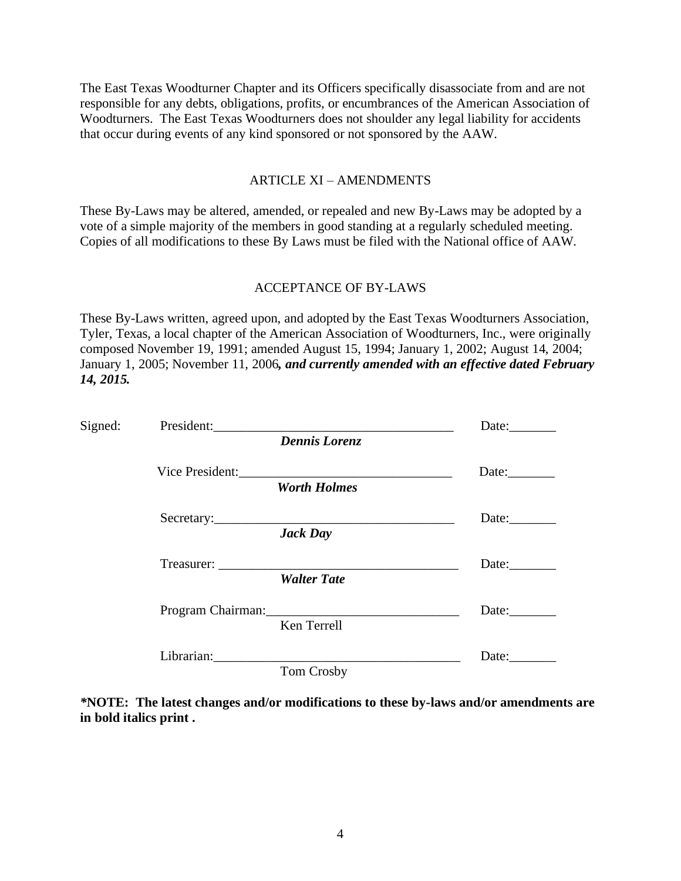The East Texas Woodturner Chapter and its Officers specifically disassociate from and are not responsible for any debts, obligations, profits, or encumbrances of the American Association of Woodturners. The East Texas Woodturners does not shoulder any legal liability for accidents that occur during events of any kind sponsored or not sponsored by the AAW.

## ARTICLE XI – AMENDMENTS

These By-Laws may be altered, amended, or repealed and new By-Laws may be adopted by a vote of a simple majority of the members in good standing at a regularly scheduled meeting. Copies of all modifications to these By Laws must be filed with the National office of AAW.

## ACCEPTANCE OF BY-LAWS

These By-Laws written, agreed upon, and adopted by the East Texas Woodturners Association, Tyler, Texas, a local chapter of the American Association of Woodturners, Inc., were originally composed November 19, 1991; amended August 15, 1994; January 1, 2002; August 14, 2004; January 1, 2005; November 11, 2006***, and currently amended with an effective dated February 14, 2015.***

Signed: President:___________________________________ Date:_______
***Dennis Lorenz***

Vice President:______________________________ Date:_______
***Worth Holmes***

Secretary:___________________________________ Date:_______
***Jack Day***

Treasurer: ___________________________________ Date:_______
***Walter Tate***

Program Chairman:____________________________ Date:_______
Ken Terrell

Librarian:____________________________________ Date:_______
Tom Crosby

***NOTE: The latest changes and/or modifications to these by-laws and/or amendments are in bold italics print .**